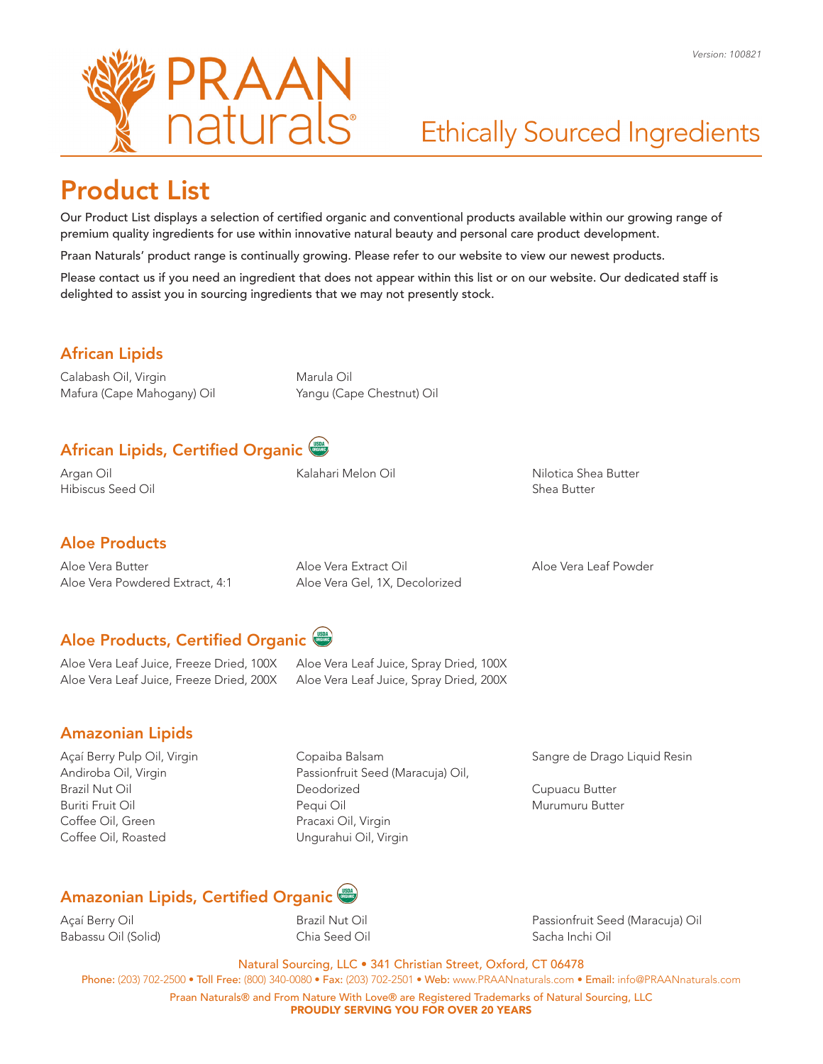Version: 100821

# PRAAN naturals®

## Ethically Sourced Ingredients

# Product List

Our Product List displays a selection of certified organic and conventional products available within our growing range of premium quality ingredients for use within innovative natural beauty and personal care product development.

Praan Naturals' product range is continually growing. Please refer to our website to view our newest products.

Please contact us if you need an ingredient that does not appear within this list or on our website. Our dedicated staff is delighted to assist you in sourcing ingredients that we may not presently stock.

## African Lipids

Calabash Oil, Virgin
Mafura (Cape Mahogany) Oil
Marula Oil
Yangu (Cape Chestnut) Oil

## African Lipids, Certified Organic

Argan Oil
Hibiscus Seed Oil
Kalahari Melon Oil
Nilotica Shea Butter
Shea Butter

## Aloe Products

Aloe Vera Butter
Aloe Vera Powdered Extract, 4:1
Aloe Vera Extract Oil
Aloe Vera Gel, 1X, Decolorized
Aloe Vera Leaf Powder

## Aloe Products, Certified Organic

Aloe Vera Leaf Juice, Freeze Dried, 100X
Aloe Vera Leaf Juice, Freeze Dried, 200X
Aloe Vera Leaf Juice, Spray Dried, 100X
Aloe Vera Leaf Juice, Spray Dried, 200X

## Amazonian Lipids

Açaí Berry Pulp Oil, Virgin
Andiroba Oil, Virgin
Brazil Nut Oil
Buriti Fruit Oil
Coffee Oil, Green
Coffee Oil, Roasted
Copaiba Balsam
Passionfruit Seed (Maracuja) Oil, Deodorized
Pequi Oil
Pracaxi Oil, Virgin
Ungurahui Oil, Virgin
Sangre de Drago Liquid Resin

Cupuacu Butter
Murumuru Butter

## Amazonian Lipids, Certified Organic

Açaí Berry Oil
Babassu Oil (Solid)
Brazil Nut Oil
Chia Seed Oil
Passionfruit Seed (Maracuja) Oil
Sacha Inchi Oil

Natural Sourcing, LLC • 341 Christian Street, Oxford, CT 06478
Phone: (203) 702-2500 • Toll Free: (800) 340-0080 • Fax: (203) 702-2501 • Web: www.PRAANnaturals.com • Email: info@PRAANnaturals.com
Praan Naturals® and From Nature With Love® are Registered Trademarks of Natural Sourcing, LLC
**PROUDLY SERVING YOU FOR OVER 20 YEARS**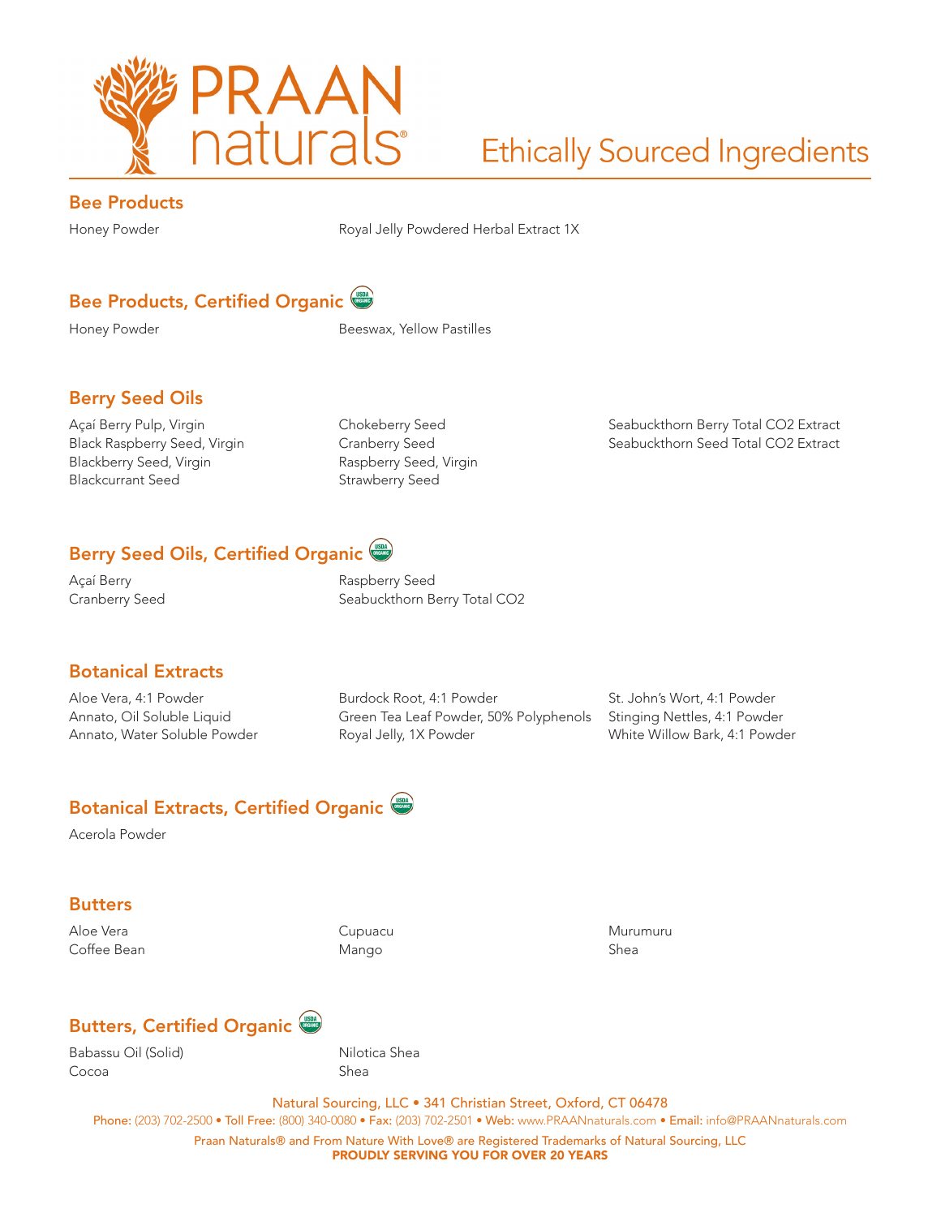# PRAAN naturals® Ethically Sourced Ingredients

## Bee Products

- Honey Powder
- Royal Jelly Powdered Herbal Extract 1X

## Bee Products, Certified Organic

- Honey Powder
- Beeswax, Yellow Pastilles

## Berry Seed Oils

- Açaí Berry Pulp, Virgin
- Black Raspberry Seed, Virgin
- Blackberry Seed, Virgin
- Blackcurrant Seed
- Chokeberry Seed
- Cranberry Seed
- Raspberry Seed, Virgin
- Strawberry Seed
- Seabuckthorn Berry Total CO2 Extract
- Seabuckthorn Seed Total CO2 Extract

## Berry Seed Oils, Certified Organic

- Açaí Berry
- Cranberry Seed
- Raspberry Seed
- Seabuckthorn Berry Total CO2

## Botanical Extracts

- Aloe Vera, 4:1 Powder
- Annato, Oil Soluble Liquid
- Annato, Water Soluble Powder
- Burdock Root, 4:1 Powder
- Green Tea Leaf Powder, 50% Polyphenols
- Royal Jelly, 1X Powder
- St. John's Wort, 4:1 Powder
- Stinging Nettles, 4:1 Powder
- White Willow Bark, 4:1 Powder

## Botanical Extracts, Certified Organic

- Acerola Powder

## Butters

- Aloe Vera
- Coffee Bean
- Cupuacu
- Mango
- Murumuru
- Shea

## Butters, Certified Organic

- Babassu Oil (Solid)
- Cocoa
- Nilotica Shea
- Shea

Natural Sourcing, LLC • 341 Christian Street, Oxford, CT 06478

Phone: (203) 702-2500 • Toll Free: (800) 340-0080 • Fax: (203) 702-2501 • Web: www.PRAANnaturals.com • Email: info@PRAANnaturals.com

Praan Naturals® and From Nature With Love® are Registered Trademarks of Natural Sourcing, LLC

**PROUDLY SERVING YOU FOR OVER 20 YEARS**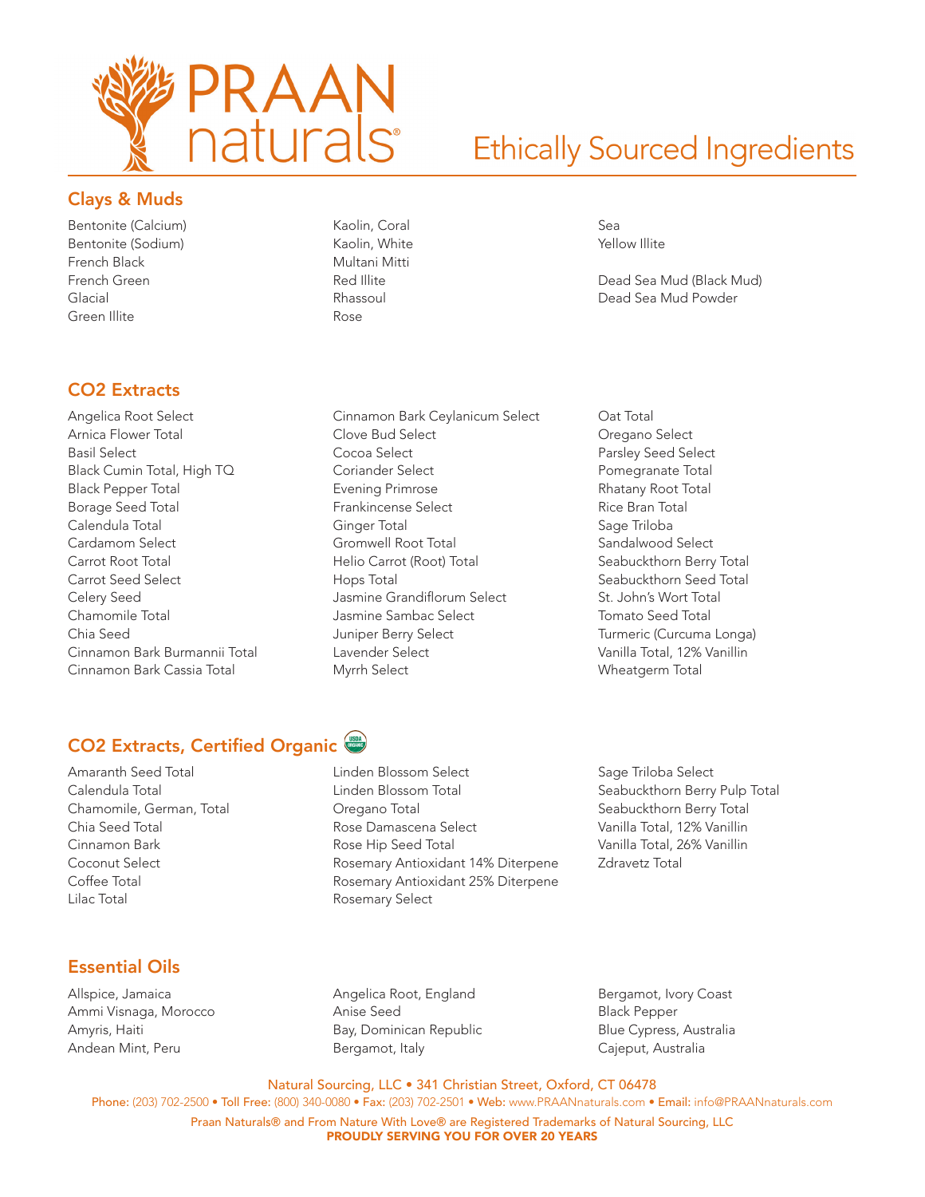# PRAAN naturals®

## Ethically Sourced Ingredients

### Clays & Muds

- Bentonite (Calcium)
- Bentonite (Sodium)
- French Black
- French Green
- Glacial
- Green Illite
- Kaolin, Coral
- Kaolin, White
- Multani Mitti
- Red Illite
- Rhassoul
- Rose
- Sea
- Yellow Illite

- Dead Sea Mud (Black Mud)
- Dead Sea Mud Powder

### CO2 Extracts

- Angelica Root Select
- Arnica Flower Total
- Basil Select
- Black Cumin Total, High TQ
- Black Pepper Total
- Borage Seed Total
- Calendula Total
- Cardamom Select
- Carrot Root Total
- Carrot Seed Select
- Celery Seed
- Chamomile Total
- Chia Seed
- Cinnamon Bark Burmannii Total
- Cinnamon Bark Cassia Total
- Cinnamon Bark Ceylanicum Select
- Clove Bud Select
- Cocoa Select
- Coriander Select
- Evening Primrose
- Frankincense Select
- Ginger Total
- Gromwell Root Total
- Helio Carrot (Root) Total
- Hops Total
- Jasmine Grandiflorum Select
- Jasmine Sambac Select
- Juniper Berry Select
- Lavender Select
- Myrrh Select
- Oat Total
- Oregano Select
- Parsley Seed Select
- Pomegranate Total
- Rhatany Root Total
- Rice Bran Total
- Sage Triloba
- Sandalwood Select
- Seabuckthorn Berry Total
- Seabuckthorn Seed Total
- St. John's Wort Total
- Tomato Seed Total
- Turmeric (Curcuma Longa)
- Vanilla Total, 12% Vanillin
- Wheatgerm Total

### CO2 Extracts, Certified Organic

- Amaranth Seed Total
- Calendula Total
- Chamomile, German, Total
- Chia Seed Total
- Cinnamon Bark
- Coconut Select
- Coffee Total
- Lilac Total
- Linden Blossom Select
- Linden Blossom Total
- Oregano Total
- Rose Damascena Select
- Rose Hip Seed Total
- Rosemary Antioxidant 14% Diterpene
- Rosemary Antioxidant 25% Diterpene
- Rosemary Select
- Sage Triloba Select
- Seabuckthorn Berry Pulp Total
- Seabuckthorn Berry Total
- Vanilla Total, 12% Vanillin
- Vanilla Total, 26% Vanillin
- Zdravetz Total

### Essential Oils

- Allspice, Jamaica
- Ammi Visnaga, Morocco
- Amyris, Haiti
- Andean Mint, Peru
- Angelica Root, England
- Anise Seed
- Bay, Dominican Republic
- Bergamot, Italy
- Bergamot, Ivory Coast
- Black Pepper
- Blue Cypress, Australia
- Cajeput, Australia

Natural Sourcing, LLC • 341 Christian Street, Oxford, CT 06478

**Phone:** (203) 702-2500 • **Toll Free:** (800) 340-0080 • **Fax:** (203) 702-2501 • **Web:** www.PRAANnaturals.com • **Email:** info@PRAANnaturals.com

Praan Naturals® and From Nature With Love® are Registered Trademarks of Natural Sourcing, LLC

**PROUDLY SERVING YOU FOR OVER 20 YEARS**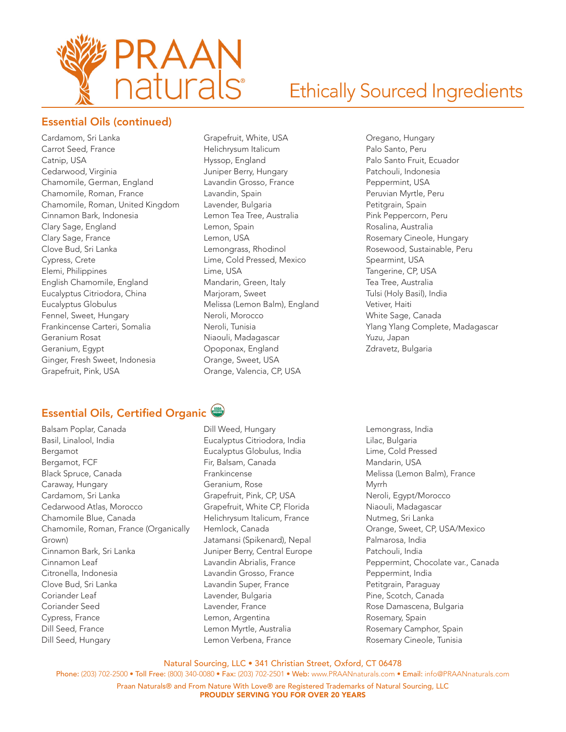# PRAAN naturals® — Ethically Sourced Ingredients

## Essential Oils (continued)

- Cardamom, Sri Lanka
- Carrot Seed, France
- Catnip, USA
- Cedarwood, Virginia
- Chamomile, German, England
- Chamomile, Roman, France
- Chamomile, Roman, United Kingdom
- Cinnamon Bark, Indonesia
- Clary Sage, England
- Clary Sage, France
- Clove Bud, Sri Lanka
- Cypress, Crete
- Elemi, Philippines
- English Chamomile, England
- Eucalyptus Citriodora, China
- Eucalyptus Globulus
- Fennel, Sweet, Hungary
- Frankincense Carteri, Somalia
- Geranium Rosat
- Geranium, Egypt
- Ginger, Fresh Sweet, Indonesia
- Grapefruit, Pink, USA
- Grapefruit, White, USA
- Helichrysum Italicum
- Hyssop, England
- Juniper Berry, Hungary
- Lavandin Grosso, France
- Lavandin, Spain
- Lavender, Bulgaria
- Lemon Tea Tree, Australia
- Lemon, Spain
- Lemon, USA
- Lemongrass, Rhodinol
- Lime, Cold Pressed, Mexico
- Lime, USA
- Mandarin, Green, Italy
- Marjoram, Sweet
- Melissa (Lemon Balm), England
- Neroli, Morocco
- Neroli, Tunisia
- Niaouli, Madagascar
- Opoponax, England
- Orange, Sweet, USA
- Orange, Valencia, CP, USA
- Oregano, Hungary
- Palo Santo, Peru
- Palo Santo Fruit, Ecuador
- Patchouli, Indonesia
- Peppermint, USA
- Peruvian Myrtle, Peru
- Petitgrain, Spain
- Pink Peppercorn, Peru
- Rosalina, Australia
- Rosemary Cineole, Hungary
- Rosewood, Sustainable, Peru
- Spearmint, USA
- Tangerine, CP, USA
- Tea Tree, Australia
- Tulsi (Holy Basil), India
- Vetiver, Haiti
- White Sage, Canada
- Ylang Ylang Complete, Madagascar
- Yuzu, Japan
- Zdravetz, Bulgaria

## Essential Oils, Certified Organic

- Balsam Poplar, Canada
- Basil, Linalool, India
- Bergamot
- Bergamot, FCF
- Black Spruce, Canada
- Caraway, Hungary
- Cardamom, Sri Lanka
- Cedarwood Atlas, Morocco
- Chamomile Blue, Canada
- Chamomile, Roman, France (Organically Grown)
- Cinnamon Bark, Sri Lanka
- Cinnamon Leaf
- Citronella, Indonesia
- Clove Bud, Sri Lanka
- Coriander Leaf
- Coriander Seed
- Cypress, France
- Dill Seed, France
- Dill Seed, Hungary
- Dill Weed, Hungary
- Eucalyptus Citriodora, India
- Eucalyptus Globulus, India
- Fir, Balsam, Canada
- Frankincense
- Geranium, Rose
- Grapefruit, Pink, CP, USA
- Grapefruit, White CP, Florida
- Helichrysum Italicum, France
- Hemlock, Canada
- Jatamansi (Spikenard), Nepal
- Juniper Berry, Central Europe
- Lavandin Abrialis, France
- Lavandin Grosso, France
- Lavandin Super, France
- Lavender, Bulgaria
- Lavender, France
- Lemon, Argentina
- Lemon Myrtle, Australia
- Lemon Verbena, France
- Lemongrass, India
- Lilac, Bulgaria
- Lime, Cold Pressed
- Mandarin, USA
- Melissa (Lemon Balm), France
- Myrrh
- Neroli, Egypt/Morocco
- Niaouli, Madagascar
- Nutmeg, Sri Lanka
- Orange, Sweet, CP, USA/Mexico
- Palmarosa, India
- Patchouli, India
- Peppermint, Chocolate var., Canada
- Peppermint, India
- Petitgrain, Paraguay
- Pine, Scotch, Canada
- Rose Damascena, Bulgaria
- Rosemary, Spain
- Rosemary Camphor, Spain
- Rosemary Cineole, Tunisia

Natural Sourcing, LLC • 341 Christian Street, Oxford, CT 06478

**Phone:** (203) 702-2500 • **Toll Free:** (800) 340-0080 • **Fax:** (203) 702-2501 • **Web:** www.PRAANnaturals.com • **Email:** info@PRAANnaturals.com

Praan Naturals® and From Nature With Love® are Registered Trademarks of Natural Sourcing, LLC

**PROUDLY SERVING YOU FOR OVER 20 YEARS**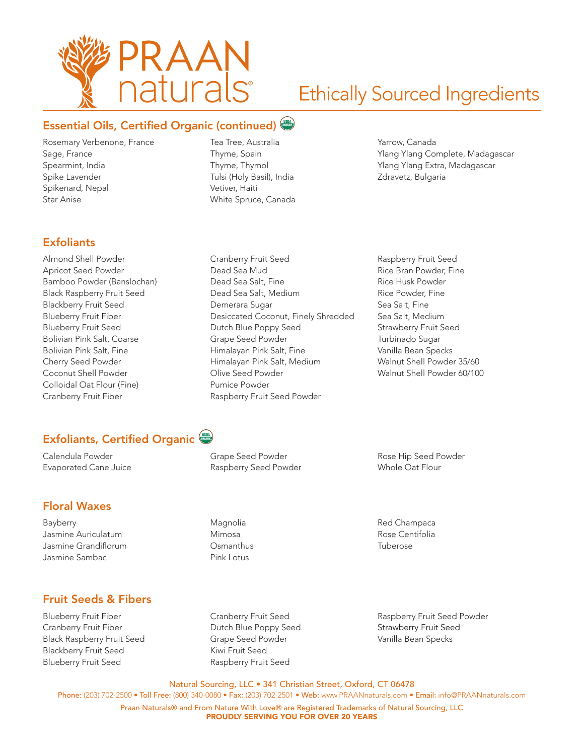# PRAAN naturals®

## Ethically Sourced Ingredients

### Essential Oils, Certified Organic (continued)

- Rosemary Verbenone, France
- Sage, France
- Spearmint, India
- Spike Lavender
- Spikenard, Nepal
- Star Anise
- Tea Tree, Australia
- Thyme, Spain
- Thyme, Thymol
- Tulsi (Holy Basil), India
- Vetiver, Haiti
- White Spruce, Canada
- Yarrow, Canada
- Ylang Ylang Complete, Madagascar
- Ylang Ylang Extra, Madagascar
- Zdravetz, Bulgaria

### Exfoliants

- Almond Shell Powder
- Apricot Seed Powder
- Bamboo Powder (Banslochan)
- Black Raspberry Fruit Seed
- Blackberry Fruit Seed
- Blueberry Fruit Fiber
- Blueberry Fruit Seed
- Bolivian Pink Salt, Coarse
- Bolivian Pink Salt, Fine
- Cherry Seed Powder
- Coconut Shell Powder
- Colloidal Oat Flour (Fine)
- Cranberry Fruit Fiber
- Cranberry Fruit Seed
- Dead Sea Mud
- Dead Sea Salt, Fine
- Dead Sea Salt, Medium
- Demerara Sugar
- Desiccated Coconut, Finely Shredded
- Dutch Blue Poppy Seed
- Grape Seed Powder
- Himalayan Pink Salt, Fine
- Himalayan Pink Salt, Medium
- Olive Seed Powder
- Pumice Powder
- Raspberry Fruit Seed Powder
- Raspberry Fruit Seed
- Rice Bran Powder, Fine
- Rice Husk Powder
- Rice Powder, Fine
- Sea Salt, Fine
- Sea Salt, Medium
- Strawberry Fruit Seed
- Turbinado Sugar
- Vanilla Bean Specks
- Walnut Shell Powder 35/60
- Walnut Shell Powder 60/100

### Exfoliants, Certified Organic

- Calendula Powder
- Evaporated Cane Juice
- Grape Seed Powder
- Raspberry Seed Powder
- Rose Hip Seed Powder
- Whole Oat Flour

### Floral Waxes

- Bayberry
- Jasmine Auriculatum
- Jasmine Grandiflorum
- Jasmine Sambac
- Magnolia
- Mimosa
- Osmanthus
- Pink Lotus
- Red Champaca
- Rose Centifolia
- Tuberose

### Fruit Seeds & Fibers

- Blueberry Fruit Fiber
- Cranberry Fruit Fiber
- Black Raspberry Fruit Seed
- Blackberry Fruit Seed
- Blueberry Fruit Seed
- Cranberry Fruit Seed
- Dutch Blue Poppy Seed
- Grape Seed Powder
- Kiwi Fruit Seed
- Raspberry Fruit Seed
- Raspberry Fruit Seed Powder
- Strawberry Fruit Seed
- Vanilla Bean Specks

Natural Sourcing, LLC • 341 Christian Street, Oxford, CT 06478
Phone: (203) 702-2500 • Toll Free: (800) 340-0080 • Fax: (203) 702-2501 • Web: www.PRAANnaturals.com • Email: info@PRAANnaturals.com
Praan Naturals® and From Nature With Love® are Registered Trademarks of Natural Sourcing, LLC
**PROUDLY SERVING YOU FOR OVER 20 YEARS**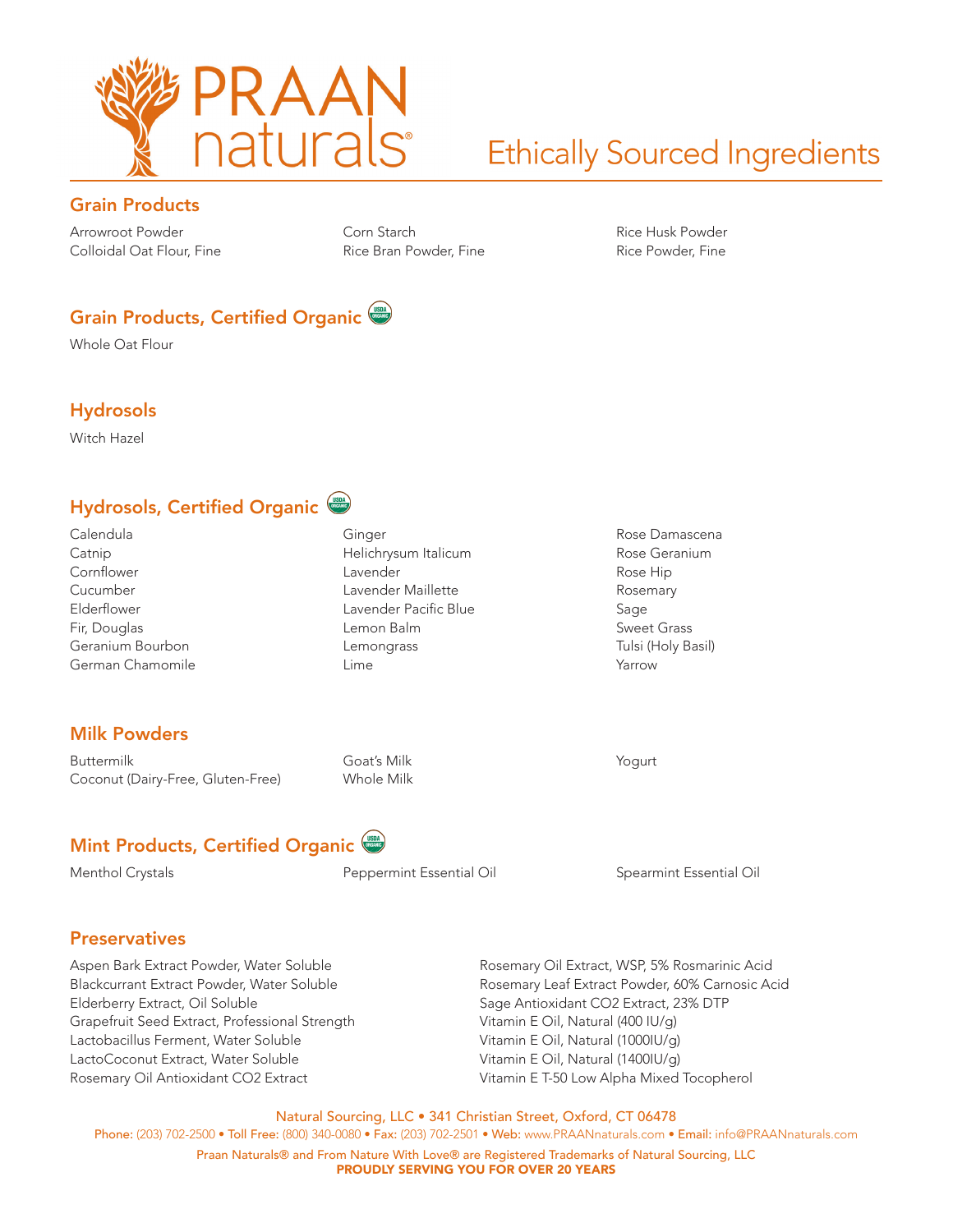# PRAAN naturals®

## Ethically Sourced Ingredients

### Grain Products

- Arrowroot Powder
- Colloidal Oat Flour, Fine
- Corn Starch
- Rice Bran Powder, Fine
- Rice Husk Powder
- Rice Powder, Fine

### Grain Products, Certified Organic

- Whole Oat Flour

### Hydrosols

- Witch Hazel

### Hydrosols, Certified Organic

- Calendula
- Catnip
- Cornflower
- Cucumber
- Elderflower
- Fir, Douglas
- Geranium Bourbon
- German Chamomile
- Ginger
- Helichrysum Italicum
- Lavender
- Lavender Maillette
- Lavender Pacific Blue
- Lemon Balm
- Lemongrass
- Lime
- Rose Damascena
- Rose Geranium
- Rose Hip
- Rosemary
- Sage
- Sweet Grass
- Tulsi (Holy Basil)
- Yarrow

### Milk Powders

- Buttermilk
- Coconut (Dairy-Free, Gluten-Free)
- Goat's Milk
- Whole Milk
- Yogurt

### Mint Products, Certified Organic

- Menthol Crystals
- Peppermint Essential Oil
- Spearmint Essential Oil

### Preservatives

- Aspen Bark Extract Powder, Water Soluble
- Blackcurrant Extract Powder, Water Soluble
- Elderberry Extract, Oil Soluble
- Grapefruit Seed Extract, Professional Strength
- Lactobacillus Ferment, Water Soluble
- LactoCoconut Extract, Water Soluble
- Rosemary Oil Antioxidant CO2 Extract
- Rosemary Oil Extract, WSP, 5% Rosmarinic Acid
- Rosemary Leaf Extract Powder, 60% Carnosic Acid
- Sage Antioxidant CO2 Extract, 23% DTP
- Vitamin E Oil, Natural (400 IU/g)
- Vitamin E Oil, Natural (1000IU/g)
- Vitamin E Oil, Natural (1400IU/g)
- Vitamin E T-50 Low Alpha Mixed Tocopherol

Natural Sourcing, LLC • 341 Christian Street, Oxford, CT 06478

**Phone:** (203) 702-2500 • **Toll Free:** (800) 340-0080 • **Fax:** (203) 702-2501 • **Web:** www.PRAANnaturals.com • **Email:** info@PRAANnaturals.com

Praan Naturals® and From Nature With Love® are Registered Trademarks of Natural Sourcing, LLC

**PROUDLY SERVING YOU FOR OVER 20 YEARS**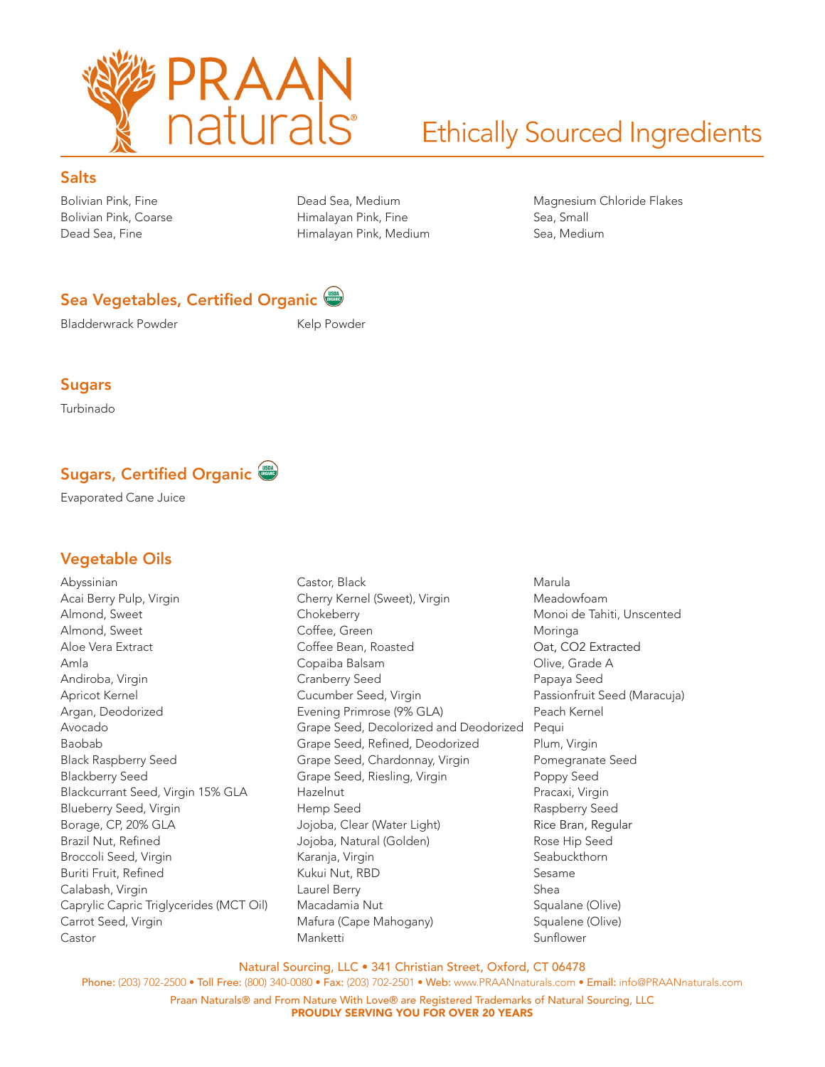# PRAAN naturals® Ethically Sourced Ingredients

## Salts

- Bolivian Pink, Fine
- Bolivian Pink, Coarse
- Dead Sea, Fine
- Dead Sea, Medium
- Himalayan Pink, Fine
- Himalayan Pink, Medium
- Magnesium Chloride Flakes
- Sea, Small
- Sea, Medium

## Sea Vegetables, Certified Organic

- Bladderwrack Powder
- Kelp Powder

## Sugars

- Turbinado

## Sugars, Certified Organic

- Evaporated Cane Juice

## Vegetable Oils

- Abyssinian
- Acai Berry Pulp, Virgin
- Almond, Sweet
- Almond, Sweet
- Aloe Vera Extract
- Amla
- Andiroba, Virgin
- Apricot Kernel
- Argan, Deodorized
- Avocado
- Baobab
- Black Raspberry Seed
- Blackberry Seed
- Blackcurrant Seed, Virgin 15% GLA
- Blueberry Seed, Virgin
- Borage, CP, 20% GLA
- Brazil Nut, Refined
- Broccoli Seed, Virgin
- Buriti Fruit, Refined
- Calabash, Virgin
- Caprylic Capric Triglycerides (MCT Oil)
- Carrot Seed, Virgin
- Castor
- Castor, Black
- Cherry Kernel (Sweet), Virgin
- Chokeberry
- Coffee, Green
- Coffee Bean, Roasted
- Copaiba Balsam
- Cranberry Seed
- Cucumber Seed, Virgin
- Evening Primrose (9% GLA)
- Grape Seed, Decolorized and Deodorized
- Grape Seed, Refined, Deodorized
- Grape Seed, Chardonnay, Virgin
- Grape Seed, Riesling, Virgin
- Hazelnut
- Hemp Seed
- Jojoba, Clear (Water Light)
- Jojoba, Natural (Golden)
- Karanja, Virgin
- Kukui Nut, RBD
- Laurel Berry
- Macadamia Nut
- Mafura (Cape Mahogany)
- Manketti
- Marula
- Meadowfoam
- Monoi de Tahiti, Unscented
- Moringa
- Oat, CO2 Extracted
- Olive, Grade A
- Papaya Seed
- Passionfruit Seed (Maracuja)
- Peach Kernel
- Pequi
- Plum, Virgin
- Pomegranate Seed
- Poppy Seed
- Pracaxi, Virgin
- Raspberry Seed
- Rice Bran, Regular
- Rose Hip Seed
- Seabuckthorn
- Sesame
- Shea
- Squalane (Olive)
- Squalene (Olive)
- Sunflower

Natural Sourcing, LLC • 341 Christian Street, Oxford, CT 06478

Phone: (203) 702-2500 • Toll Free: (800) 340-0080 • Fax: (203) 702-2501 • Web: www.PRAANnaturals.com • Email: info@PRAANnaturals.com

Praan Naturals® and From Nature With Love® are Registered Trademarks of Natural Sourcing, LLC

**PROUDLY SERVING YOU FOR OVER 20 YEARS**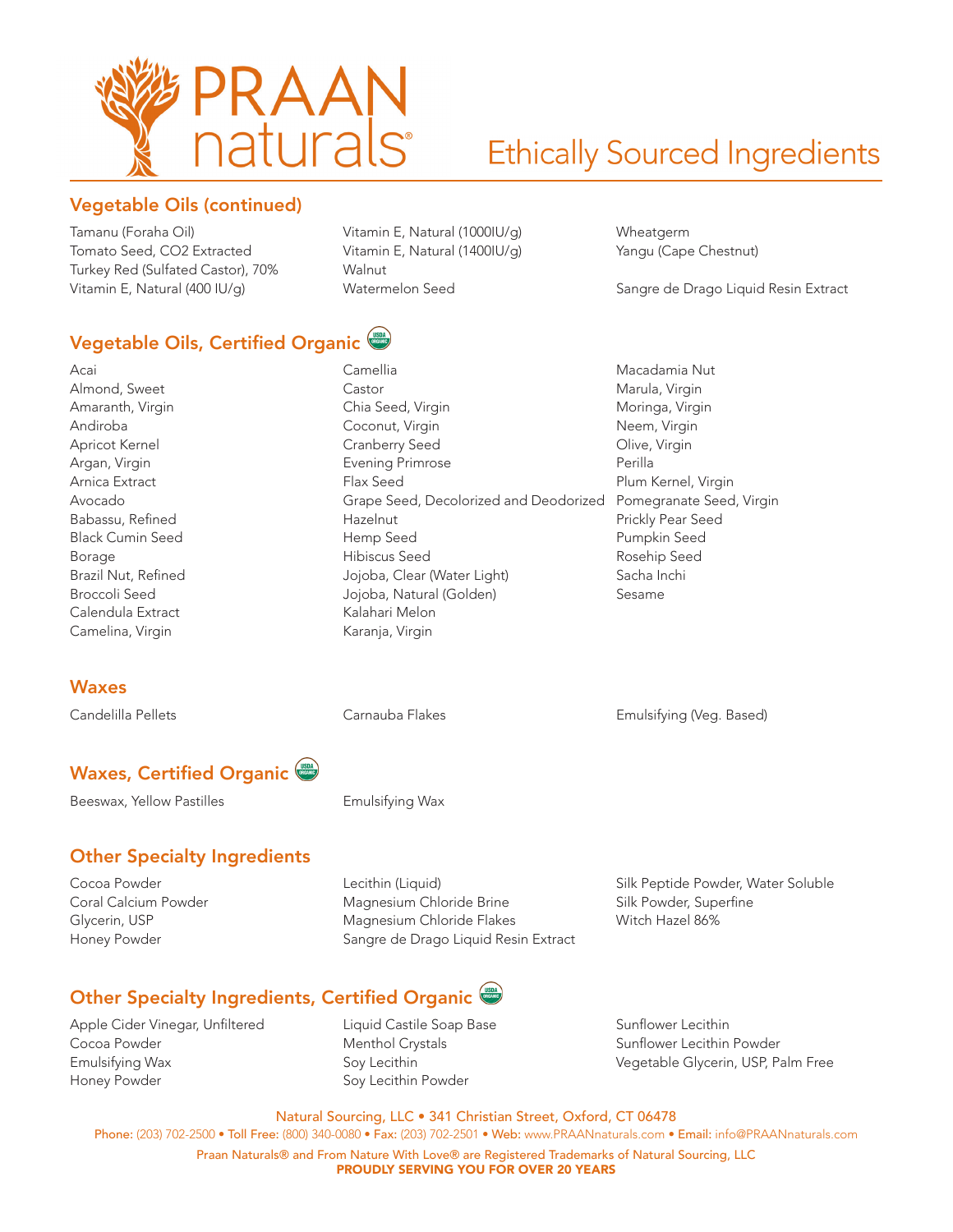# PRAAN naturals®

## Ethically Sourced Ingredients

### Vegetable Oils (continued)

Tamanu (Foraha Oil)
Tomato Seed, CO2 Extracted
Turkey Red (Sulfated Castor), 70%
Vitamin E, Natural (400 IU/g)
Vitamin E, Natural (1000IU/g)
Vitamin E, Natural (1400IU/g)
Walnut
Watermelon Seed
Wheatgerm
Yangu (Cape Chestnut)

Sangre de Drago Liquid Resin Extract

### Vegetable Oils, Certified Organic

Acai
Almond, Sweet
Amaranth, Virgin
Andiroba
Apricot Kernel
Argan, Virgin
Arnica Extract
Avocado
Babassu, Refined
Black Cumin Seed
Borage
Brazil Nut, Refined
Broccoli Seed
Calendula Extract
Camelina, Virgin
Camellia
Castor
Chia Seed, Virgin
Coconut, Virgin
Cranberry Seed
Evening Primrose
Flax Seed
Grape Seed, Decolorized and Deodorized
Hazelnut
Hemp Seed
Hibiscus Seed
Jojoba, Clear (Water Light)
Jojoba, Natural (Golden)
Kalahari Melon
Karanja, Virgin
Macadamia Nut
Marula, Virgin
Moringa, Virgin
Neem, Virgin
Olive, Virgin
Perilla
Plum Kernel, Virgin
Pomegranate Seed, Virgin
Prickly Pear Seed
Pumpkin Seed
Rosehip Seed
Sacha Inchi
Sesame

### Waxes

Candelilla Pellets
Carnauba Flakes
Emulsifying (Veg. Based)

### Waxes, Certified Organic

Beeswax, Yellow Pastilles
Emulsifying Wax

### Other Specialty Ingredients

Cocoa Powder
Coral Calcium Powder
Glycerin, USP
Honey Powder
Lecithin (Liquid)
Magnesium Chloride Brine
Magnesium Chloride Flakes
Sangre de Drago Liquid Resin Extract
Silk Peptide Powder, Water Soluble
Silk Powder, Superfine
Witch Hazel 86%

### Other Specialty Ingredients, Certified Organic

Apple Cider Vinegar, Unfiltered
Cocoa Powder
Emulsifying Wax
Honey Powder
Liquid Castile Soap Base
Menthol Crystals
Soy Lecithin
Soy Lecithin Powder
Sunflower Lecithin
Sunflower Lecithin Powder
Vegetable Glycerin, USP, Palm Free

Natural Sourcing, LLC • 341 Christian Street, Oxford, CT 06478

**Phone:** (203) 702-2500 • **Toll Free:** (800) 340-0080 • **Fax:** (203) 702-2501 • **Web:** www.PRAANnaturals.com • **Email:** info@PRAANnaturals.com

Praan Naturals® and From Nature With Love® are Registered Trademarks of Natural Sourcing, LLC

**PROUDLY SERVING YOU FOR OVER 20 YEARS**